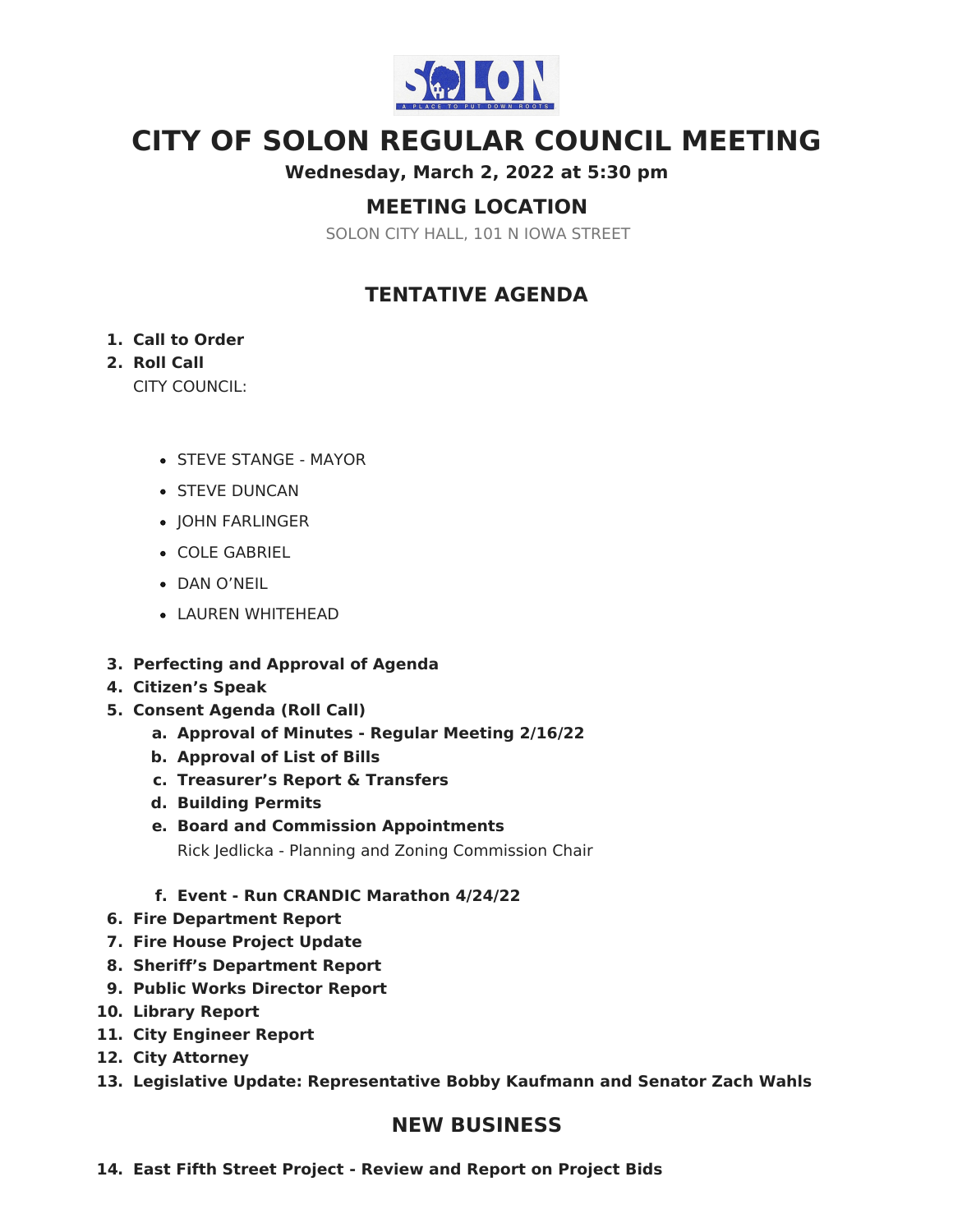# CITY OF SOLON REGULAR COUNCIL MEETING

**Wednesday, March 2, 2022 at 5:30 pm**

## MEETING LOCATION

SOLON CITY HALL, 101 N IOWA STREET

## TENTATIVE AGENDA

1. **Call to Order**
2. **Roll Call**
   CITY COUNCIL:
   - STEVE STANGE - MAYOR
   - STEVE DUNCAN
   - JOHN FARLINGER
   - COLE GABRIEL
   - DAN O'NEIL
   - LAUREN WHITEHEAD
3. **Perfecting and Approval of Agenda**
4. **Citizen's Speak**
5. **Consent Agenda (Roll Call)**
   a. **Approval of Minutes - Regular Meeting 2/16/22**
   b. **Approval of List of Bills**
   c. **Treasurer's Report & Transfers**
   d. **Building Permits**
   e. **Board and Commission Appointments**
      Rick Jedlicka - Planning and Zoning Commission Chair
   f. **Event - Run CRANDIC Marathon 4/24/22**
6. **Fire Department Report**
7. **Fire House Project Update**
8. **Sheriff's Department Report**
9. **Public Works Director Report**
10. **Library Report**
11. **City Engineer Report**
12. **City Attorney**
13. **Legislative Update: Representative Bobby Kaufmann and Senator Zach Wahls**

## NEW BUSINESS

14. **East Fifth Street Project - Review and Report on Project Bids**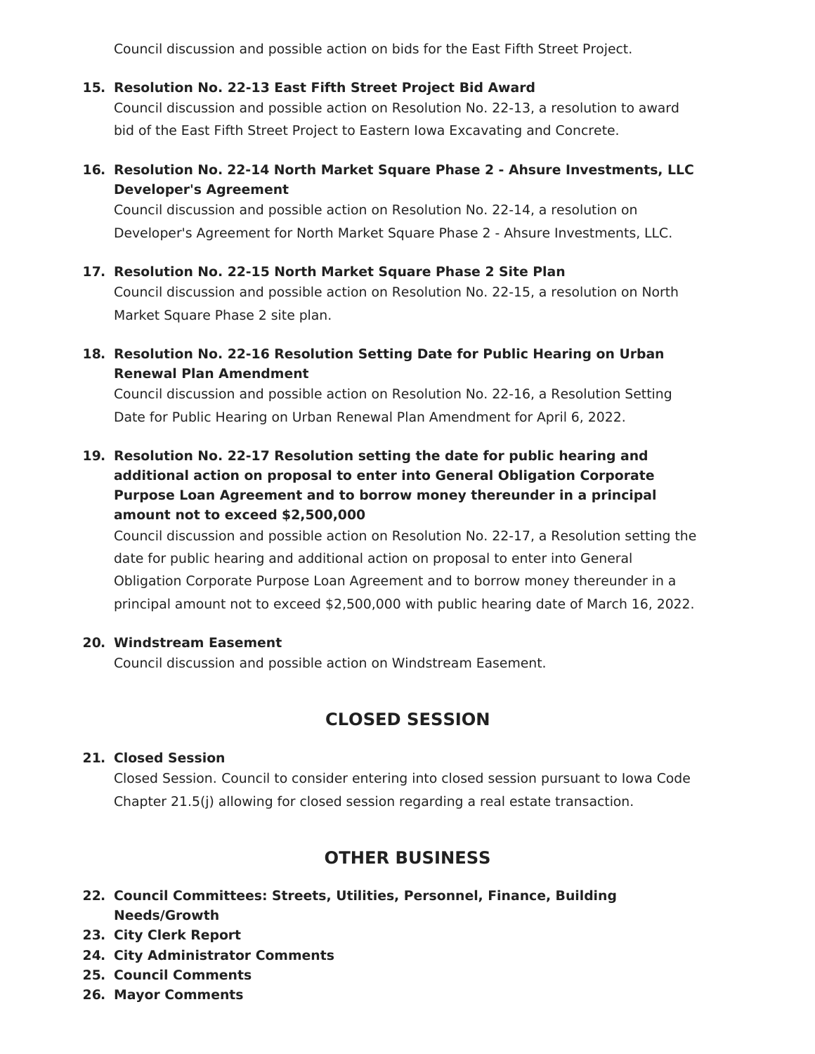Council discussion and possible action on bids for the East Fifth Street Project.

15. **Resolution No. 22-13 East Fifth Street Project Bid Award**
    Council discussion and possible action on Resolution No. 22-13, a resolution to award bid of the East Fifth Street Project to Eastern Iowa Excavating and Concrete.

16. **Resolution No. 22-14 North Market Square Phase 2 - Ahsure Investments, LLC Developer's Agreement**
    Council discussion and possible action on Resolution No. 22-14, a resolution on Developer's Agreement for North Market Square Phase 2 - Ahsure Investments, LLC.

17. **Resolution No. 22-15 North Market Square Phase 2 Site Plan**
    Council discussion and possible action on Resolution No. 22-15, a resolution on North Market Square Phase 2 site plan.

18. **Resolution No. 22-16 Resolution Setting Date for Public Hearing on Urban Renewal Plan Amendment**
    Council discussion and possible action on Resolution No. 22-16, a Resolution Setting Date for Public Hearing on Urban Renewal Plan Amendment for April 6, 2022.

19. **Resolution No. 22-17 Resolution setting the date for public hearing and additional action on proposal to enter into General Obligation Corporate Purpose Loan Agreement and to borrow money thereunder in a principal amount not to exceed $2,500,000**
    Council discussion and possible action on Resolution No. 22-17, a Resolution setting the date for public hearing and additional action on proposal to enter into General Obligation Corporate Purpose Loan Agreement and to borrow money thereunder in a principal amount not to exceed $2,500,000 with public hearing date of March 16, 2022.

20. **Windstream Easement**
    Council discussion and possible action on Windstream Easement.

## CLOSED SESSION

21. **Closed Session**
    Closed Session. Council to consider entering into closed session pursuant to Iowa Code Chapter 21.5(j) allowing for closed session regarding a real estate transaction.

## OTHER BUSINESS

22. **Council Committees: Streets, Utilities, Personnel, Finance, Building Needs/Growth**
23. **City Clerk Report**
24. **City Administrator Comments**
25. **Council Comments**
26. **Mayor Comments**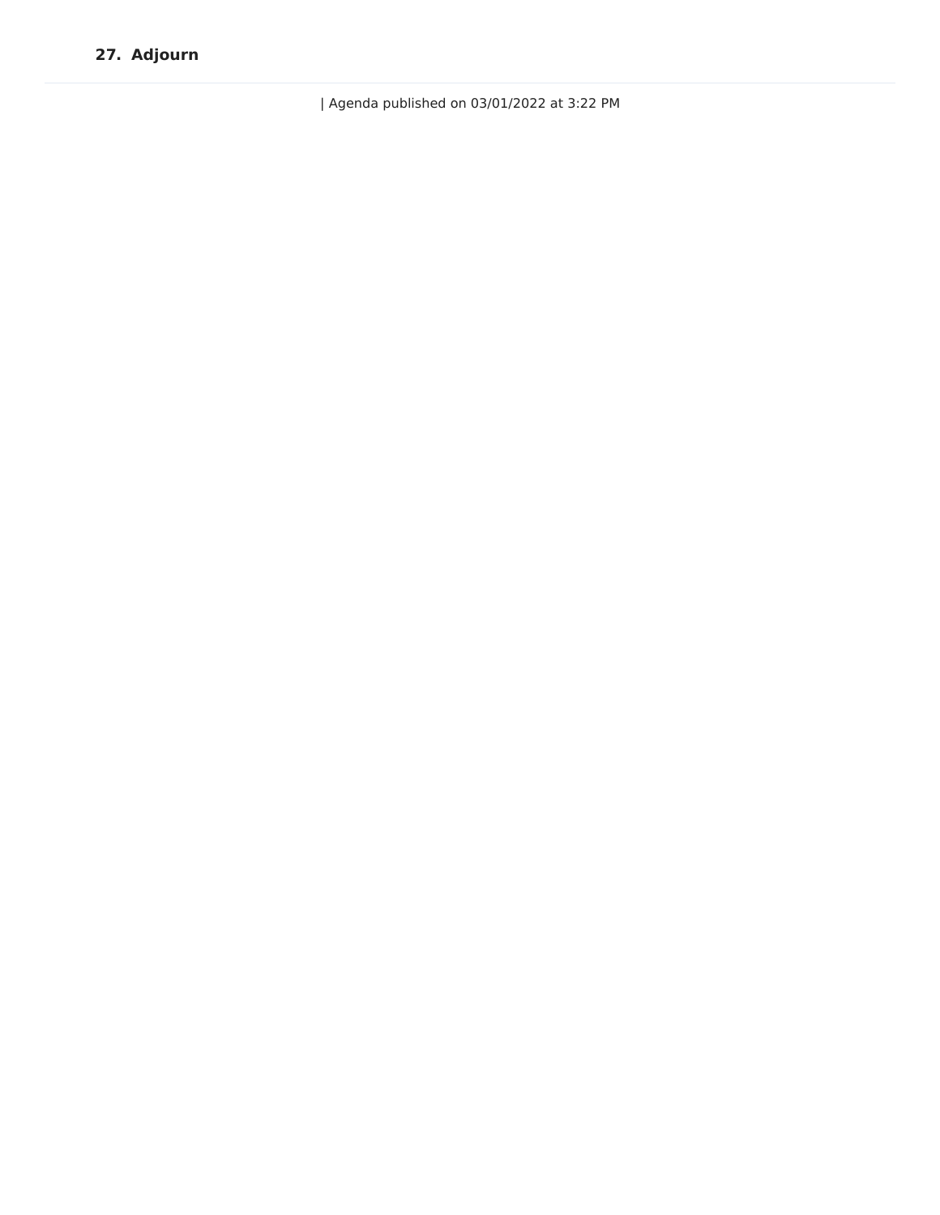**27. Adjourn**

---

| Agenda published on 03/01/2022 at 3:22 PM